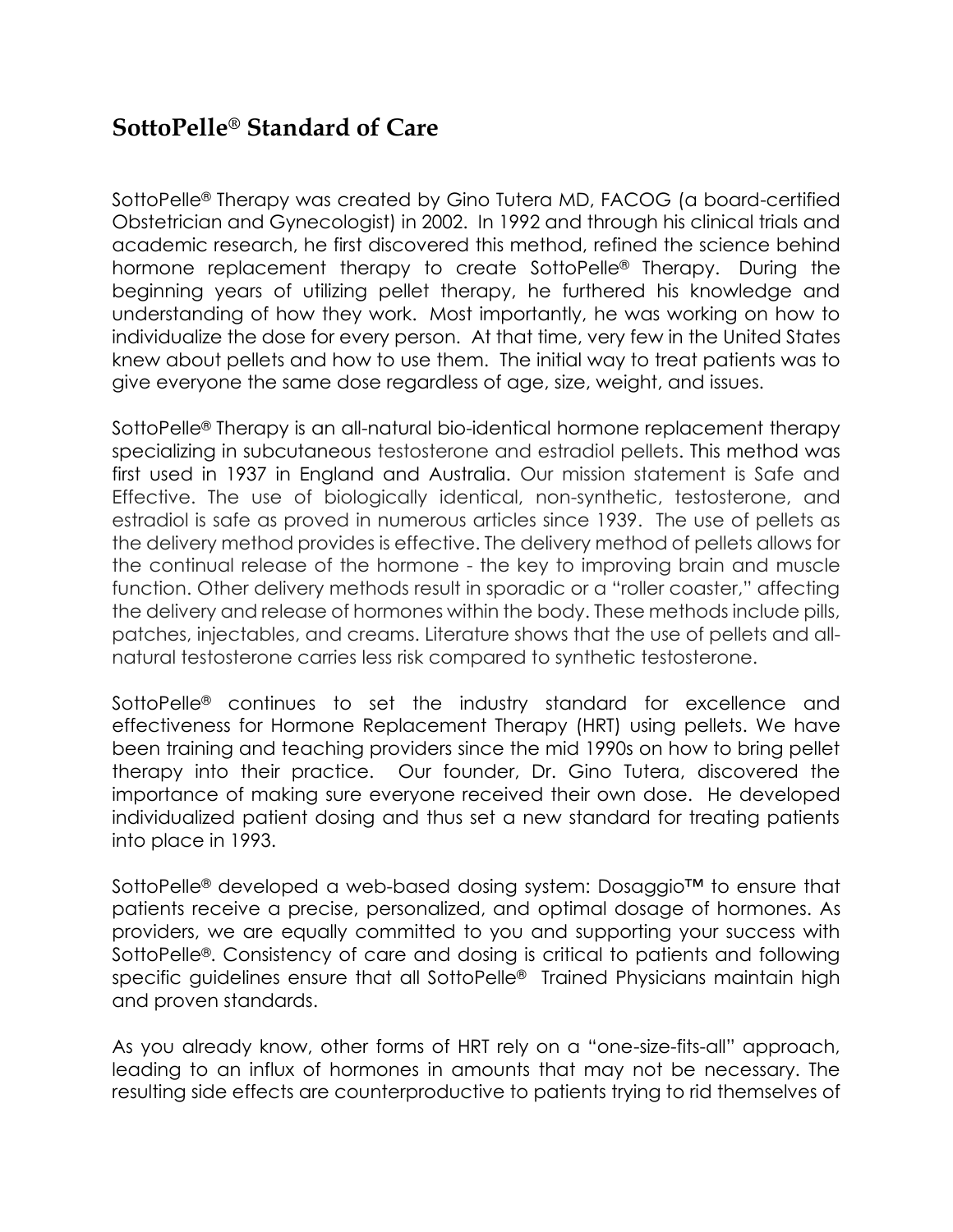## SottoPelle® Standard of Care

SottoPelle® Therapy was created by Gino Tutera MD, FACOG (a board-certified Obstetrician and Gynecologist) in 2002. In 1992 and through his clinical trials and academic research, he first discovered this method, refined the science behind hormone replacement therapy to create SottoPelle® Therapy. During the beginning years of utilizing pellet therapy, he furthered his knowledge and understanding of how they work. Most importantly, he was working on how to individualize the dose for every person. At that time, very few in the United States knew about pellets and how to use them. The initial way to treat patients was to give everyone the same dose regardless of age, size, weight, and issues.

SottoPelle® Therapy is an all-natural bio-identical hormone replacement therapy specializing in subcutaneous testosterone and estradiol pellets. This method was first used in 1937 in England and Australia. Our mission statement is Safe and Effective. The use of biologically identical, non-synthetic, testosterone, and estradiol is safe as proved in numerous articles since 1939. The use of pellets as the delivery method provides is effective. The delivery method of pellets allows for the continual release of the hormone - the key to improving brain and muscle function. Other delivery methods result in sporadic or a "roller coaster," affecting the delivery and release of hormones within the body. These methods include pills, patches, injectables, and creams. Literature shows that the use of pellets and all-natural testosterone carries less risk compared to synthetic testosterone.

SottoPelle® continues to set the industry standard for excellence and effectiveness for Hormone Replacement Therapy (HRT) using pellets. We have been training and teaching providers since the mid 1990s on how to bring pellet therapy into their practice. Our founder, Dr. Gino Tutera, discovered the importance of making sure everyone received their own dose. He developed individualized patient dosing and thus set a new standard for treating patients into place in 1993.

SottoPelle® developed a web-based dosing system: Dosaggio™ to ensure that patients receive a precise, personalized, and optimal dosage of hormones. As providers, we are equally committed to you and supporting your success with SottoPelle®. Consistency of care and dosing is critical to patients and following specific guidelines ensure that all SottoPelle® Trained Physicians maintain high and proven standards.

As you already know, other forms of HRT rely on a "one-size-fits-all" approach, leading to an influx of hormones in amounts that may not be necessary. The resulting side effects are counterproductive to patients trying to rid themselves of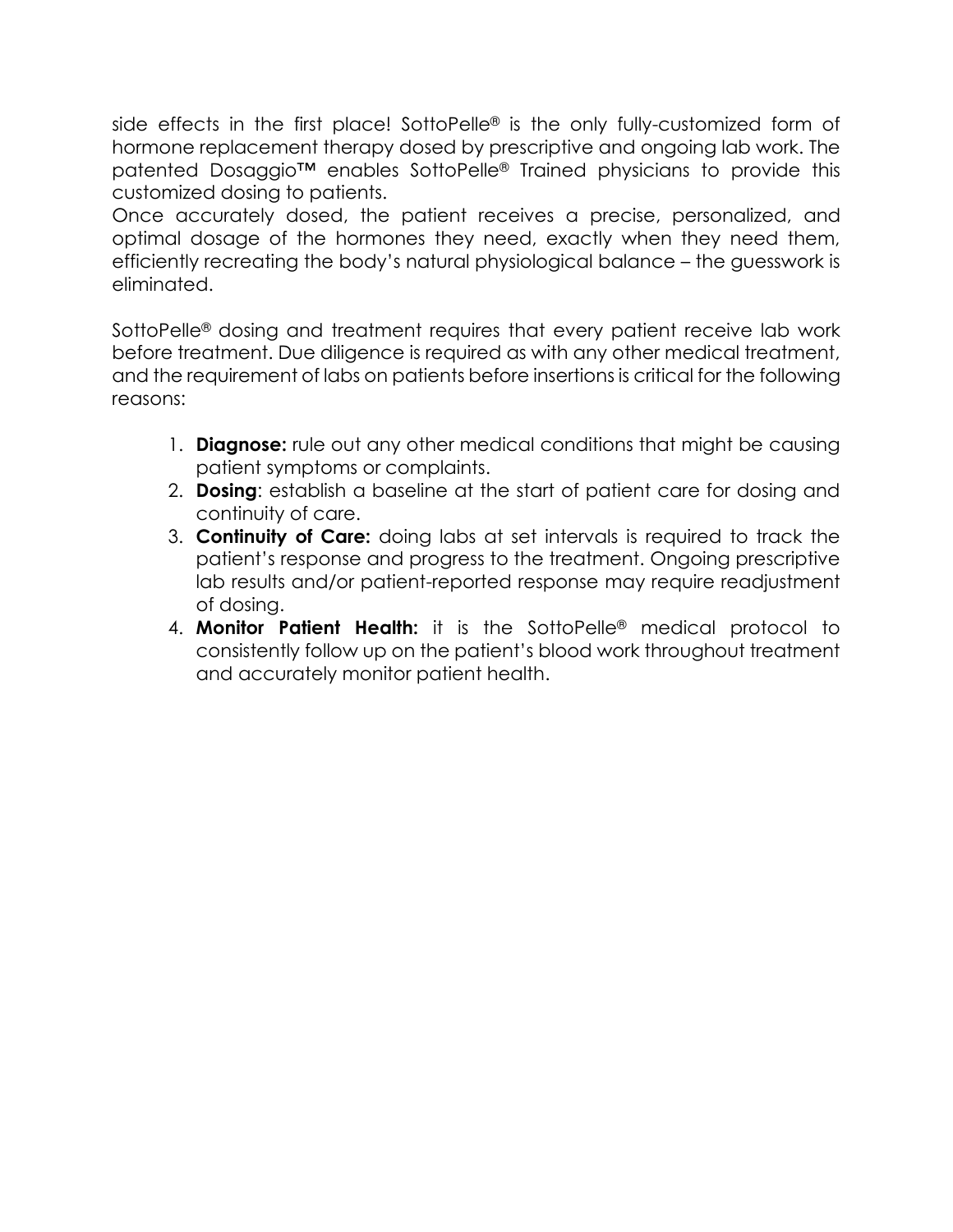side effects in the first place! SottoPelle® is the only fully-customized form of hormone replacement therapy dosed by prescriptive and ongoing lab work. The patented Dosaggio™ enables SottoPelle® Trained physicians to provide this customized dosing to patients.
Once accurately dosed, the patient receives a precise, personalized, and optimal dosage of the hormones they need, exactly when they need them, efficiently recreating the body's natural physiological balance – the guesswork is eliminated.

SottoPelle® dosing and treatment requires that every patient receive lab work before treatment. Due diligence is required as with any other medical treatment, and the requirement of labs on patients before insertions is critical for the following reasons:

1. **Diagnose:** rule out any other medical conditions that might be causing patient symptoms or complaints.
2. **Dosing**: establish a baseline at the start of patient care for dosing and continuity of care.
3. **Continuity of Care:** doing labs at set intervals is required to track the patient's response and progress to the treatment. Ongoing prescriptive lab results and/or patient-reported response may require readjustment of dosing.
4. **Monitor Patient Health:** it is the SottoPelle® medical protocol to consistently follow up on the patient's blood work throughout treatment and accurately monitor patient health.